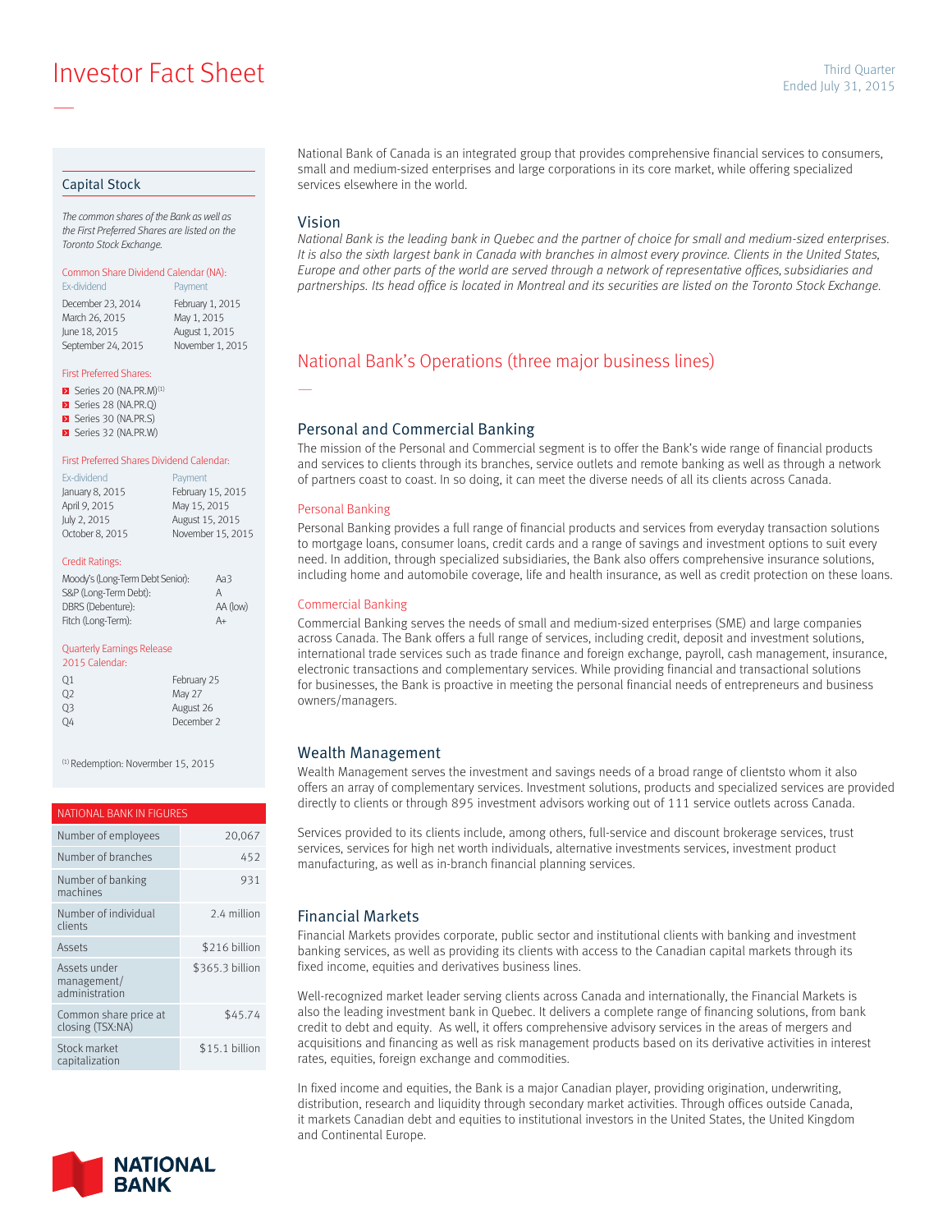# Investor Fact Sheet

Third Quarter
Ended July 31, 2015

## Capital Stock

*The common shares of the Bank as well as the First Preferred Shares are listed on the Toronto Stock Exchange.*

**Common Share Dividend Calendar (NA):**

| Ex-dividend | Payment |
|---|---|
| December 23, 2014 | February 1, 2015 |
| March 26, 2015 | May 1, 2015 |
| June 18, 2015 | August 1, 2015 |
| September 24, 2015 | November 1, 2015 |

**First Preferred Shares:**

- Series 20 (NA.PR.M)[1]
- Series 28 (NA.PR.Q)
- Series 30 (NA.PR.S)
- Series 32 (NA.PR.W)

**First Preferred Shares Dividend Calendar:**

| Ex-dividend | Payment |
|---|---|
| January 8, 2015 | February 15, 2015 |
| April 9, 2015 | May 15, 2015 |
| July 2, 2015 | August 15, 2015 |
| October 8, 2015 | November 15, 2015 |

**Credit Ratings:**

| | |
|---|---|
| Moody's (Long-Term Debt Senior): | Aa3 |
| S&P (Long-Term Debt): | A |
| DBRS (Debenture): | AA (low) |
| Fitch (Long-Term): | A+ |

**Quarterly Earnings Release 2015 Calendar:**

| | |
|---|---|
| Q1 | February 25 |
| Q2 | May 27 |
| Q3 | August 26 |
| Q4 | December 2 |

[1] Redemption: Novermber 15, 2015

| NATIONAL BANK IN FIGURES | |
|---|---|
| Number of employees | 20,067 |
| Number of branches | 452 |
| Number of banking machines | 931 |
| Number of individual clients | 2.4 million |
| Assets | $216 billion |
| Assets under management/ administration | $365.3 billion |
| Common share price at closing (TSX:NA) | $45.74 |
| Stock market capitalization | $15.1 billion |

National Bank of Canada is an integrated group that provides comprehensive financial services to consumers, small and medium-sized enterprises and large corporations in its core market, while offering specialized services elsewhere in the world.

## Vision

*National Bank is the leading bank in Quebec and the partner of choice for small and medium-sized enterprises. It is also the sixth largest bank in Canada with branches in almost every province. Clients in the United States, Europe and other parts of the world are served through a network of representative offices, subsidiaries and partnerships. Its head office is located in Montreal and its securities are listed on the Toronto Stock Exchange.*

## National Bank's Operations (three major business lines)

### Personal and Commercial Banking

The mission of the Personal and Commercial segment is to offer the Bank's wide range of financial products and services to clients through its branches, service outlets and remote banking as well as through a network of partners coast to coast. In so doing, it can meet the diverse needs of all its clients across Canada.

#### Personal Banking

Personal Banking provides a full range of financial products and services from everyday transaction solutions to mortgage loans, consumer loans, credit cards and a range of savings and investment options to suit every need. In addition, through specialized subsidiaries, the Bank also offers comprehensive insurance solutions, including home and automobile coverage, life and health insurance, as well as credit protection on these loans.

#### Commercial Banking

Commercial Banking serves the needs of small and medium-sized enterprises (SME) and large companies across Canada. The Bank offers a full range of services, including credit, deposit and investment solutions, international trade services such as trade finance and foreign exchange, payroll, cash management, insurance, electronic transactions and complementary services. While providing financial and transactional solutions for businesses, the Bank is proactive in meeting the personal financial needs of entrepreneurs and business owners/managers.

### Wealth Management

Wealth Management serves the investment and savings needs of a broad range of clientsto whom it also offers an array of complementary services. Investment solutions, products and specialized services are provided directly to clients or through 895 investment advisors working out of 111 service outlets across Canada.

Services provided to its clients include, among others, full-service and discount brokerage services, trust services, services for high net worth individuals, alternative investments services, investment product manufacturing, as well as in-branch financial planning services.

### Financial Markets

Financial Markets provides corporate, public sector and institutional clients with banking and investment banking services, as well as providing its clients with access to the Canadian capital markets through its fixed income, equities and derivatives business lines.

Well-recognized market leader serving clients across Canada and internationally, the Financial Markets is also the leading investment bank in Quebec. It delivers a complete range of financing solutions, from bank credit to debt and equity. As well, it offers comprehensive advisory services in the areas of mergers and acquisitions and financing as well as risk management products based on its derivative activities in interest rates, equities, foreign exchange and commodities.

In fixed income and equities, the Bank is a major Canadian player, providing origination, underwriting, distribution, research and liquidity through secondary market activities. Through offices outside Canada, it markets Canadian debt and equities to institutional investors in the United States, the United Kingdom and Continental Europe.

NATIONAL BANK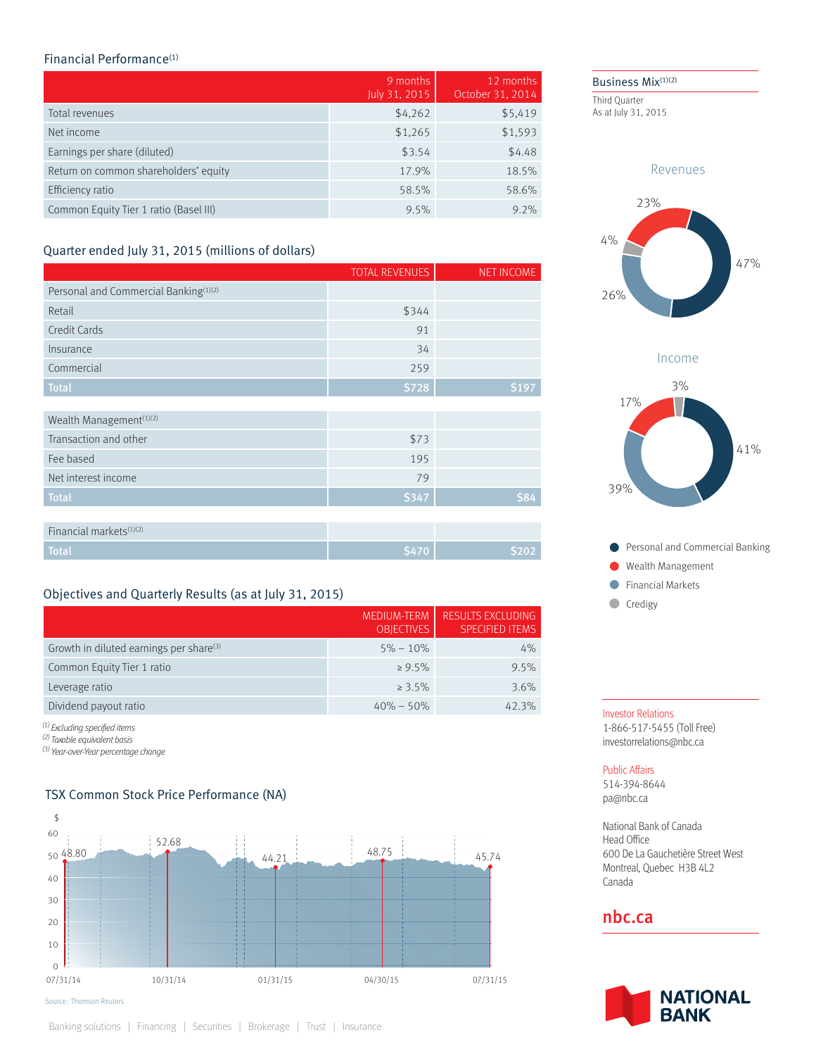## Financial Performance[1]

| | 9 months July 31, 2015 | 12 months October 31, 2014 |
|---|---|---|
| Total revenues | $4,262 | $5,419 |
| Net income | $1,265 | $1,593 |
| Earnings per share (diluted) | $3.54 | $4.48 |
| Return on common shareholders' equity | 17.9% | 18.5% |
| Efficiency ratio | 58.5% | 58.6% |
| Common Equity Tier 1 ratio (Basel III) | 9.5% | 9.2% |

## Quarter ended July 31, 2015 (millions of dollars)

| | TOTAL REVENUES | NET INCOME |
|---|---|---|
| Personal and Commercial Banking[1][2] | | |
| Retail | $344 | |
| Credit Cards | 91 | |
| Insurance | 34 | |
| Commercial | 259 | |
| **Total** | **$728** | **$197** |
| Wealth Management[1][2] | | |
| Transaction and other | $73 | |
| Fee based | 195 | |
| Net interest income | 79 | |
| **Total** | **$347** | **$84** |
| Financial markets[1][2] | | |
| **Total** | **$470** | **$202** |

## Objectives and Quarterly Results (as at July 31, 2015)

| | MEDIUM-TERM OBJECTIVES | RESULTS EXCLUDING SPECIFIED ITEMS |
|---|---|---|
| Growth in diluted earnings per share[3] | 5% – 10% | 4% |
| Common Equity Tier 1 ratio | ≥ 9.5% | 9.5% |
| Leverage ratio | ≥ 3.5% | 3.6% |
| Dividend payout ratio | 40% – 50% | 42.3% |

*[1] Excluding specified items*
*[2] Taxable equivalent basis*
*[3] Year-over-Year percentage change*

## TSX Common Stock Price Performance (NA)

$
60
50
40
30
20
10
0
48.80
52.68
44.21
48.75
45.74
07/31/14
10/31/14
01/31/15
04/30/15
07/31/15

Source: Thomson Reuters

## Business Mix[1][2]

Third Quarter
As at July 31, 2015

Revenues

47%
26%
4%
23%

Income

41%
39%
17%
3%

- Personal and Commercial Banking
- Wealth Management
- Financial Markets
- Credigy

Investor Relations
1-866-517-5455 (Toll Free)
investorrelations@nbc.ca

Public Affairs
514-394-8644
pa@nbc.ca

National Bank of Canada
Head Office
600 De La Gauchetière Street West
Montreal, Quebec H3B 4L2
Canada

**nbc.ca**

NATIONAL BANK

Banking solutions | Financing | Securities | Brokerage | Trust | Insurance